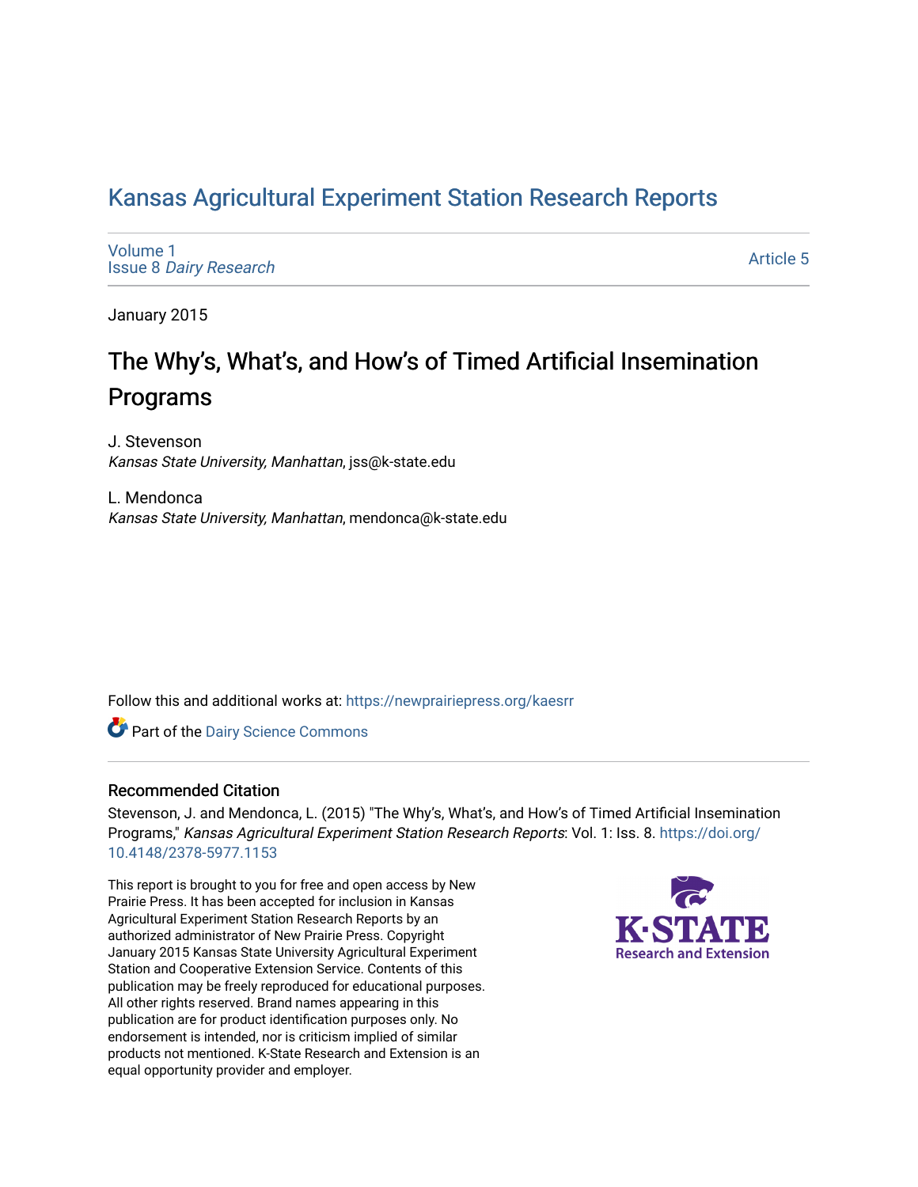# Kansas Agricultural Experiment Station Research Reports

Volume 1
Issue 8 *Dairy Research*

Article 5

January 2015

## The Why's, What's, and How's of Timed Artificial Insemination Programs

J. Stevenson
*Kansas State University, Manhattan*, jss@k-state.edu

L. Mendonca
*Kansas State University, Manhattan*, mendonca@k-state.edu

Follow this and additional works at: https://newprairiepress.org/kaesrr

Part of the Dairy Science Commons

### Recommended Citation

Stevenson, J. and Mendonca, L. (2015) "The Why's, What's, and How's of Timed Artificial Insemination Programs," *Kansas Agricultural Experiment Station Research Reports*: Vol. 1: Iss. 8. https://doi.org/10.4148/2378-5977.1153

This report is brought to you for free and open access by New Prairie Press. It has been accepted for inclusion in Kansas Agricultural Experiment Station Research Reports by an authorized administrator of New Prairie Press. Copyright January 2015 Kansas State University Agricultural Experiment Station and Cooperative Extension Service. Contents of this publication may be freely reproduced for educational purposes. All other rights reserved. Brand names appearing in this publication are for product identification purposes only. No endorsement is intended, nor is criticism implied of similar products not mentioned. K-State Research and Extension is an equal opportunity provider and employer.

K·STATE Research and Extension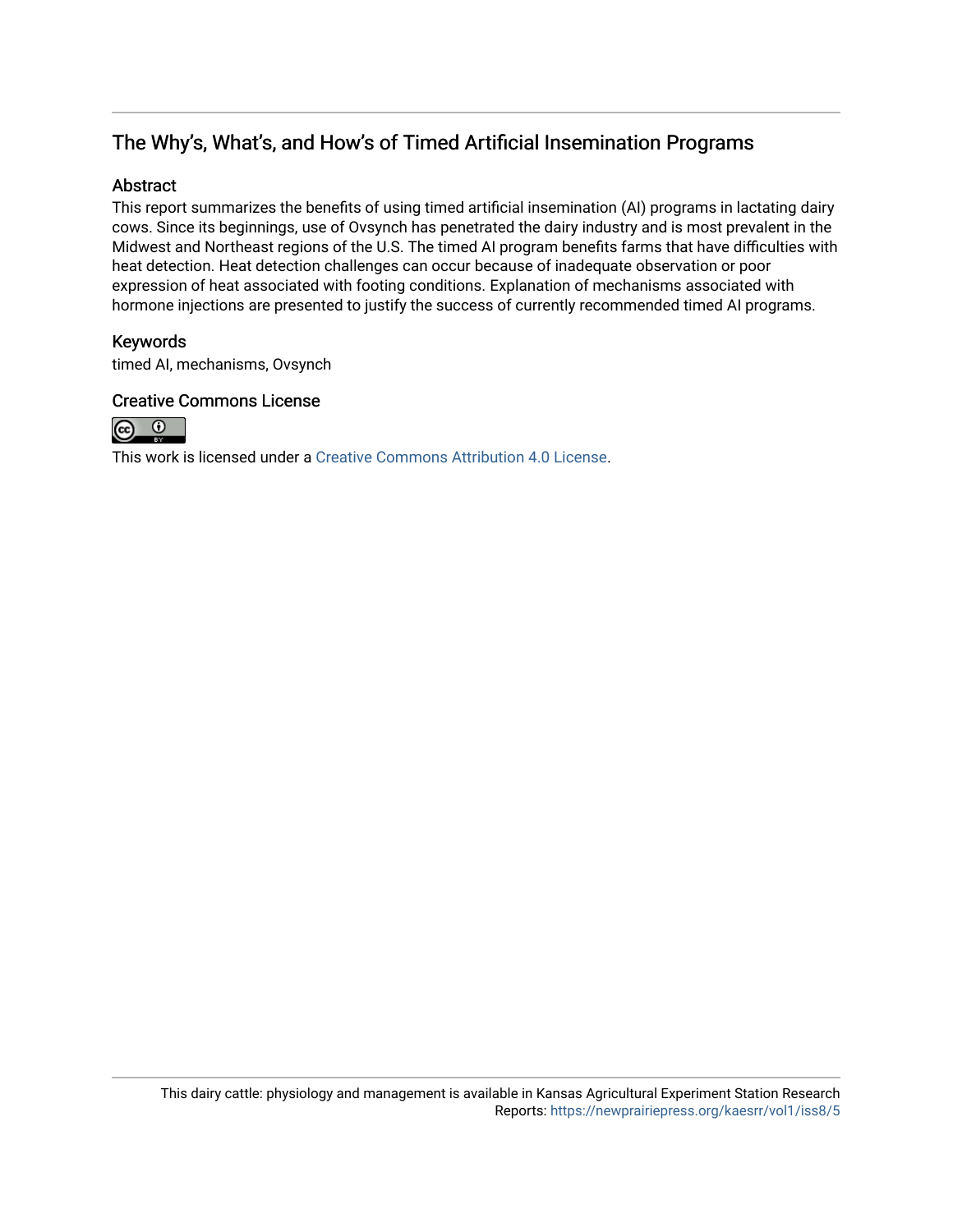## The Why's, What's, and How's of Timed Artificial Insemination Programs

### Abstract

This report summarizes the benefits of using timed artificial insemination (AI) programs in lactating dairy cows. Since its beginnings, use of Ovsynch has penetrated the dairy industry and is most prevalent in the Midwest and Northeast regions of the U.S. The timed AI program benefits farms that have difficulties with heat detection. Heat detection challenges can occur because of inadequate observation or poor expression of heat associated with footing conditions. Explanation of mechanisms associated with hormone injections are presented to justify the success of currently recommended timed AI programs.

### Keywords

timed AI, mechanisms, Ovsynch

### Creative Commons License

This work is licensed under a Creative Commons Attribution 4.0 License.

This dairy cattle: physiology and management is available in Kansas Agricultural Experiment Station Research Reports: https://newprairiepress.org/kaesrr/vol1/iss8/5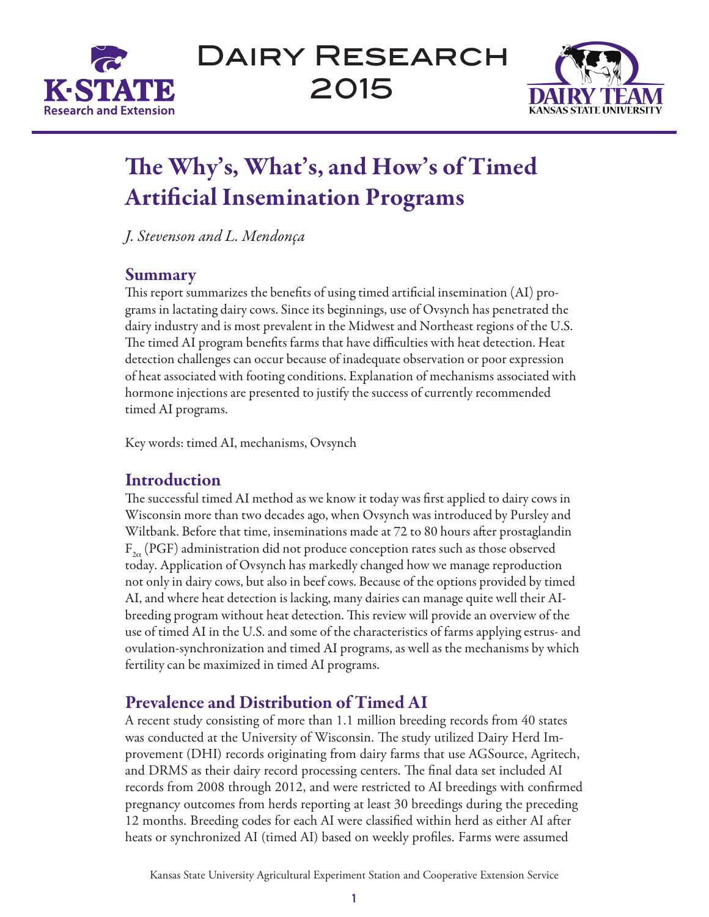# The Why's, What's, and How's of Timed Artificial Insemination Programs

*J. Stevenson and L. Mendonça*

## Summary

This report summarizes the benefits of using timed artificial insemination (AI) programs in lactating dairy cows. Since its beginnings, use of Ovsynch has penetrated the dairy industry and is most prevalent in the Midwest and Northeast regions of the U.S. The timed AI program benefits farms that have difficulties with heat detection. Heat detection challenges can occur because of inadequate observation or poor expression of heat associated with footing conditions. Explanation of mechanisms associated with hormone injections are presented to justify the success of currently recommended timed AI programs.

Key words: timed AI, mechanisms, Ovsynch

## Introduction

The successful timed AI method as we know it today was first applied to dairy cows in Wisconsin more than two decades ago, when Ovsynch was introduced by Pursley and Wiltbank. Before that time, inseminations made at 72 to 80 hours after prostaglandin $F_{2\alpha}$ (PGF) administration did not produce conception rates such as those observed today. Application of Ovsynch has markedly changed how we manage reproduction not only in dairy cows, but also in beef cows. Because of the options provided by timed AI, and where heat detection is lacking, many dairies can manage quite well their AI-breeding program without heat detection. This review will provide an overview of the use of timed AI in the U.S. and some of the characteristics of farms applying estrus- and ovulation-synchronization and timed AI programs, as well as the mechanisms by which fertility can be maximized in timed AI programs.

## Prevalence and Distribution of Timed AI

A recent study consisting of more than 1.1 million breeding records from 40 states was conducted at the University of Wisconsin. The study utilized Dairy Herd Improvement (DHI) records originating from dairy farms that use AGSource, Agritech, and DRMS as their dairy record processing centers. The final data set included AI records from 2008 through 2012, and were restricted to AI breedings with confirmed pregnancy outcomes from herds reporting at least 30 breedings during the preceding 12 months. Breeding codes for each AI were classified within herd as either AI after heats or synchronized AI (timed AI) based on weekly profiles. Farms were assumed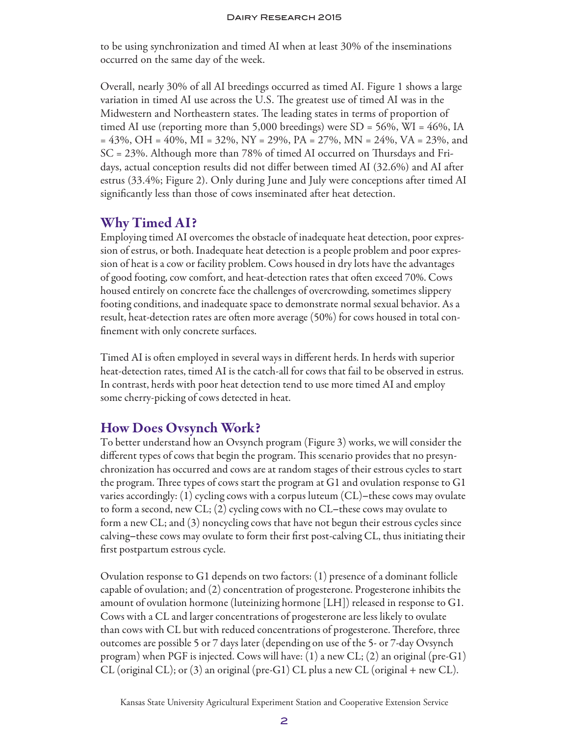to be using synchronization and timed AI when at least 30% of the inseminations occurred on the same day of the week.

Overall, nearly 30% of all AI breedings occurred as timed AI. Figure 1 shows a large variation in timed AI use across the U.S. The greatest use of timed AI was in the Midwestern and Northeastern states. The leading states in terms of proportion of timed AI use (reporting more than 5,000 breedings) were SD = 56%, WI = 46%, IA = 43%, OH = 40%, MI = 32%, NY = 29%, PA = 27%, MN = 24%, VA = 23%, and SC = 23%. Although more than 78% of timed AI occurred on Thursdays and Fridays, actual conception results did not differ between timed AI (32.6%) and AI after estrus (33.4%; Figure 2). Only during June and July were conceptions after timed AI significantly less than those of cows inseminated after heat detection.

## Why Timed AI?

Employing timed AI overcomes the obstacle of inadequate heat detection, poor expression of estrus, or both. Inadequate heat detection is a people problem and poor expression of heat is a cow or facility problem. Cows housed in dry lots have the advantages of good footing, cow comfort, and heat-detection rates that often exceed 70%. Cows housed entirely on concrete face the challenges of overcrowding, sometimes slippery footing conditions, and inadequate space to demonstrate normal sexual behavior. As a result, heat-detection rates are often more average (50%) for cows housed in total confinement with only concrete surfaces.

Timed AI is often employed in several ways in different herds. In herds with superior heat-detection rates, timed AI is the catch-all for cows that fail to be observed in estrus. In contrast, herds with poor heat detection tend to use more timed AI and employ some cherry-picking of cows detected in heat.

## How Does Ovsynch Work?

To better understand how an Ovsynch program (Figure 3) works, we will consider the different types of cows that begin the program. This scenario provides that no presynchronization has occurred and cows are at random stages of their estrous cycles to start the program. Three types of cows start the program at G1 and ovulation response to G1 varies accordingly: (1) cycling cows with a corpus luteum (CL)–these cows may ovulate to form a second, new CL; (2) cycling cows with no CL–these cows may ovulate to form a new CL; and (3) noncycling cows that have not begun their estrous cycles since calving–these cows may ovulate to form their first post-calving CL, thus initiating their first postpartum estrous cycle.

Ovulation response to G1 depends on two factors: (1) presence of a dominant follicle capable of ovulation; and (2) concentration of progesterone. Progesterone inhibits the amount of ovulation hormone (luteinizing hormone [LH]) released in response to G1. Cows with a CL and larger concentrations of progesterone are less likely to ovulate than cows with CL but with reduced concentrations of progesterone. Therefore, three outcomes are possible 5 or 7 days later (depending on use of the 5- or 7-day Ovsynch program) when PGF is injected. Cows will have: (1) a new CL; (2) an original (pre-G1) CL (original CL); or (3) an original (pre-G1) CL plus a new CL (original + new CL).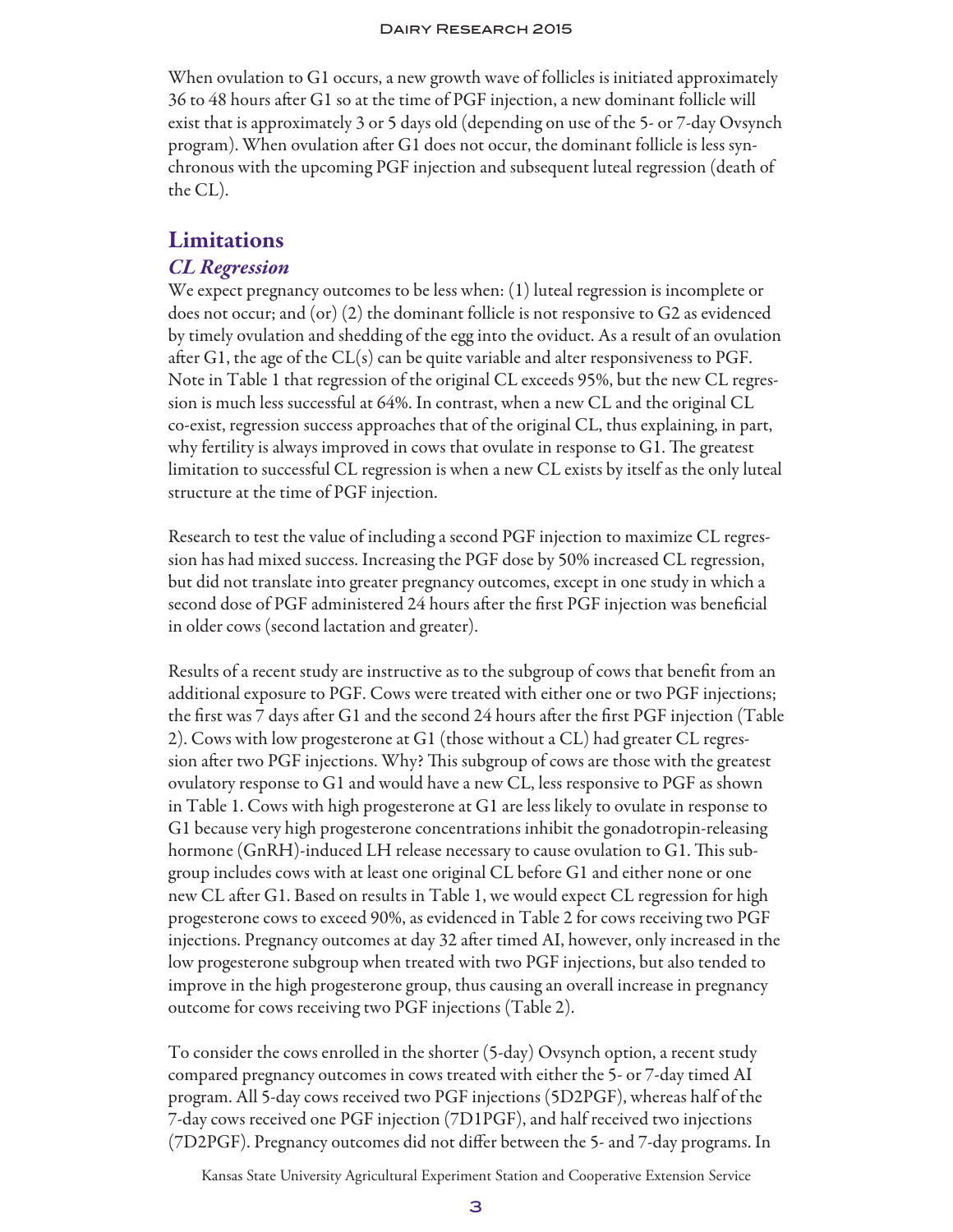When ovulation to G1 occurs, a new growth wave of follicles is initiated approximately 36 to 48 hours after G1 so at the time of PGF injection, a new dominant follicle will exist that is approximately 3 or 5 days old (depending on use of the 5- or 7-day Ovsynch program). When ovulation after G1 does not occur, the dominant follicle is less synchronous with the upcoming PGF injection and subsequent luteal regression (death of the CL).

## Limitations

### *CL Regression*

We expect pregnancy outcomes to be less when: (1) luteal regression is incomplete or does not occur; and (or) (2) the dominant follicle is not responsive to G2 as evidenced by timely ovulation and shedding of the egg into the oviduct. As a result of an ovulation after G1, the age of the CL(s) can be quite variable and alter responsiveness to PGF. Note in Table 1 that regression of the original CL exceeds 95%, but the new CL regression is much less successful at 64%. In contrast, when a new CL and the original CL co-exist, regression success approaches that of the original CL, thus explaining, in part, why fertility is always improved in cows that ovulate in response to G1. The greatest limitation to successful CL regression is when a new CL exists by itself as the only luteal structure at the time of PGF injection.

Research to test the value of including a second PGF injection to maximize CL regression has had mixed success. Increasing the PGF dose by 50% increased CL regression, but did not translate into greater pregnancy outcomes, except in one study in which a second dose of PGF administered 24 hours after the first PGF injection was beneficial in older cows (second lactation and greater).

Results of a recent study are instructive as to the subgroup of cows that benefit from an additional exposure to PGF. Cows were treated with either one or two PGF injections; the first was 7 days after G1 and the second 24 hours after the first PGF injection (Table 2). Cows with low progesterone at G1 (those without a CL) had greater CL regression after two PGF injections. Why? This subgroup of cows are those with the greatest ovulatory response to G1 and would have a new CL, less responsive to PGF as shown in Table 1. Cows with high progesterone at G1 are less likely to ovulate in response to G1 because very high progesterone concentrations inhibit the gonadotropin-releasing hormone (GnRH)-induced LH release necessary to cause ovulation to G1. This subgroup includes cows with at least one original CL before G1 and either none or one new CL after G1. Based on results in Table 1, we would expect CL regression for high progesterone cows to exceed 90%, as evidenced in Table 2 for cows receiving two PGF injections. Pregnancy outcomes at day 32 after timed AI, however, only increased in the low progesterone subgroup when treated with two PGF injections, but also tended to improve in the high progesterone group, thus causing an overall increase in pregnancy outcome for cows receiving two PGF injections (Table 2).

To consider the cows enrolled in the shorter (5-day) Ovsynch option, a recent study compared pregnancy outcomes in cows treated with either the 5- or 7-day timed AI program. All 5-day cows received two PGF injections (5D2PGF), whereas half of the 7-day cows received one PGF injection (7D1PGF), and half received two injections (7D2PGF). Pregnancy outcomes did not differ between the 5- and 7-day programs. In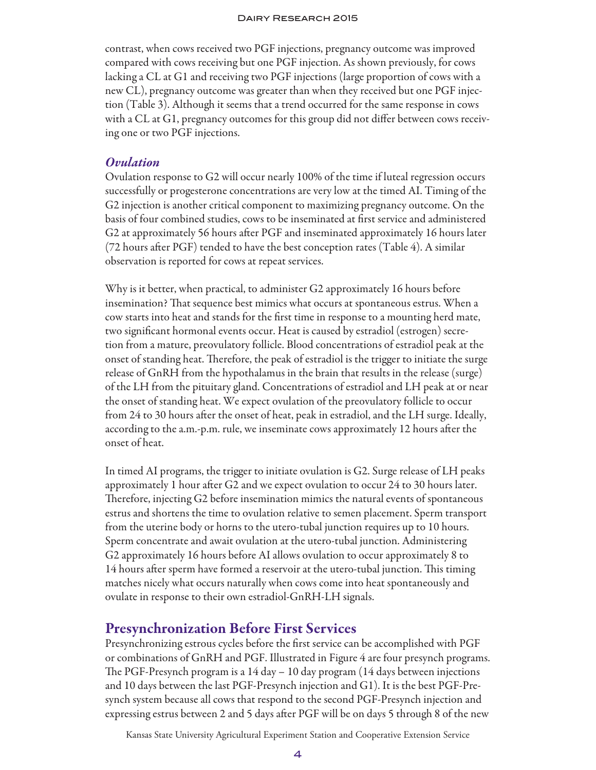contrast, when cows received two PGF injections, pregnancy outcome was improved compared with cows receiving but one PGF injection. As shown previously, for cows lacking a CL at G1 and receiving two PGF injections (large proportion of cows with a new CL), pregnancy outcome was greater than when they received but one PGF injection (Table 3). Although it seems that a trend occurred for the same response in cows with a CL at G1, pregnancy outcomes for this group did not differ between cows receiving one or two PGF injections.

### *Ovulation*

Ovulation response to G2 will occur nearly 100% of the time if luteal regression occurs successfully or progesterone concentrations are very low at the timed AI. Timing of the G2 injection is another critical component to maximizing pregnancy outcome. On the basis of four combined studies, cows to be inseminated at first service and administered G2 at approximately 56 hours after PGF and inseminated approximately 16 hours later (72 hours after PGF) tended to have the best conception rates (Table 4). A similar observation is reported for cows at repeat services.

Why is it better, when practical, to administer G2 approximately 16 hours before insemination? That sequence best mimics what occurs at spontaneous estrus. When a cow starts into heat and stands for the first time in response to a mounting herd mate, two significant hormonal events occur. Heat is caused by estradiol (estrogen) secretion from a mature, preovulatory follicle. Blood concentrations of estradiol peak at the onset of standing heat. Therefore, the peak of estradiol is the trigger to initiate the surge release of GnRH from the hypothalamus in the brain that results in the release (surge) of the LH from the pituitary gland. Concentrations of estradiol and LH peak at or near the onset of standing heat. We expect ovulation of the preovulatory follicle to occur from 24 to 30 hours after the onset of heat, peak in estradiol, and the LH surge. Ideally, according to the a.m.-p.m. rule, we inseminate cows approximately 12 hours after the onset of heat.

In timed AI programs, the trigger to initiate ovulation is G2. Surge release of LH peaks approximately 1 hour after G2 and we expect ovulation to occur 24 to 30 hours later. Therefore, injecting G2 before insemination mimics the natural events of spontaneous estrus and shortens the time to ovulation relative to semen placement. Sperm transport from the uterine body or horns to the utero-tubal junction requires up to 10 hours. Sperm concentrate and await ovulation at the utero-tubal junction. Administering G2 approximately 16 hours before AI allows ovulation to occur approximately 8 to 14 hours after sperm have formed a reservoir at the utero-tubal junction. This timing matches nicely what occurs naturally when cows come into heat spontaneously and ovulate in response to their own estradiol-GnRH-LH signals.

## Presynchronization Before First Services

Presynchronizing estrous cycles before the first service can be accomplished with PGF or combinations of GnRH and PGF. Illustrated in Figure 4 are four presynch programs. The PGF-Presynch program is a 14 day – 10 day program (14 days between injections and 10 days between the last PGF-Presynch injection and G1). It is the best PGF-Presynch system because all cows that respond to the second PGF-Presynch injection and expressing estrus between 2 and 5 days after PGF will be on days 5 through 8 of the new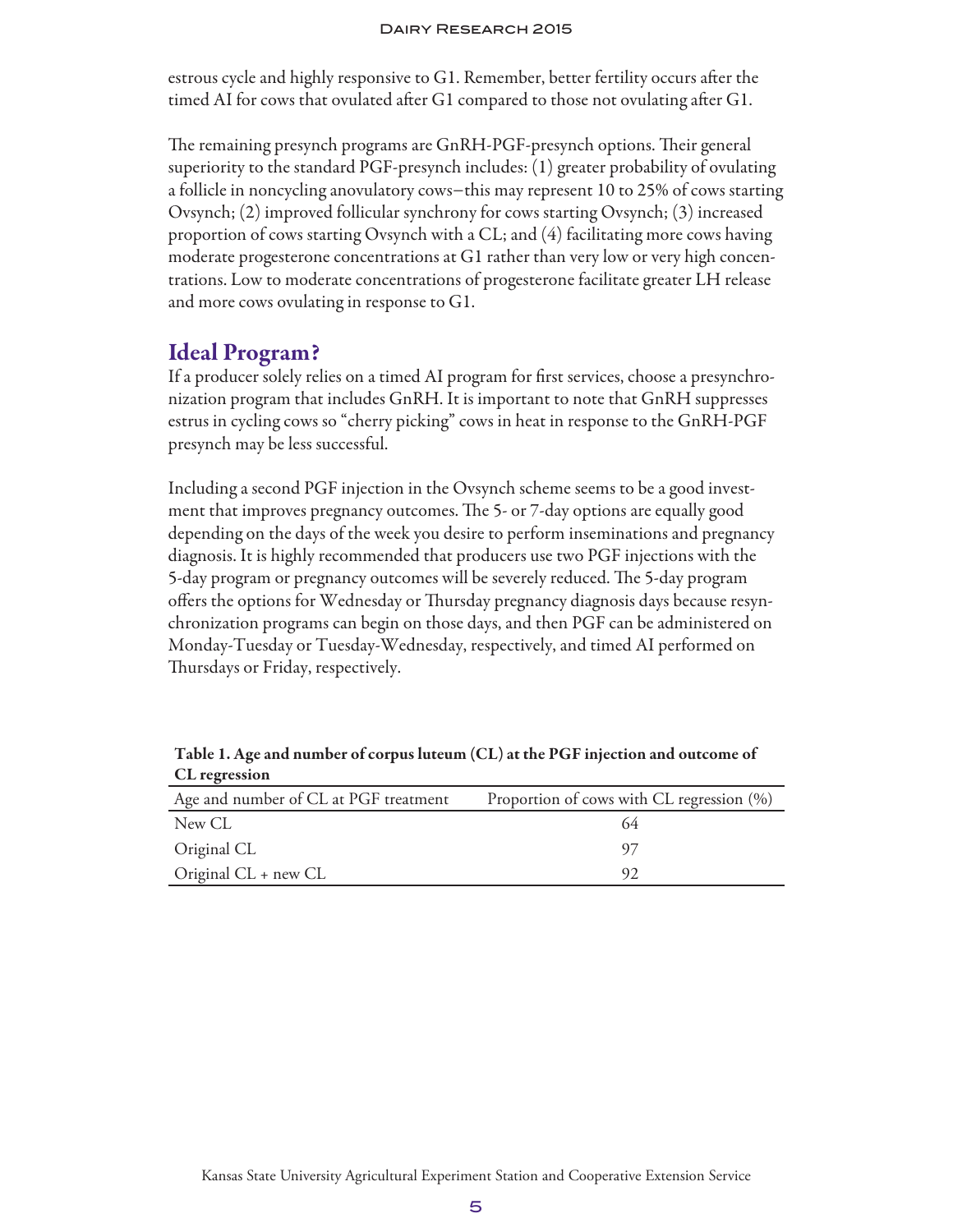estrous cycle and highly responsive to G1. Remember, better fertility occurs after the timed AI for cows that ovulated after G1 compared to those not ovulating after G1.

The remaining presynch programs are GnRH-PGF-presynch options. Their general superiority to the standard PGF-presynch includes: (1) greater probability of ovulating a follicle in noncycling anovulatory cows–this may represent 10 to 25% of cows starting Ovsynch; (2) improved follicular synchrony for cows starting Ovsynch; (3) increased proportion of cows starting Ovsynch with a CL; and (4) facilitating more cows having moderate progesterone concentrations at G1 rather than very low or very high concentrations. Low to moderate concentrations of progesterone facilitate greater LH release and more cows ovulating in response to G1.

## Ideal Program?

If a producer solely relies on a timed AI program for first services, choose a presynchronization program that includes GnRH. It is important to note that GnRH suppresses estrus in cycling cows so "cherry picking" cows in heat in response to the GnRH-PGF presynch may be less successful.

Including a second PGF injection in the Ovsynch scheme seems to be a good investment that improves pregnancy outcomes. The 5- or 7-day options are equally good depending on the days of the week you desire to perform inseminations and pregnancy diagnosis. It is highly recommended that producers use two PGF injections with the 5-day program or pregnancy outcomes will be severely reduced. The 5-day program offers the options for Wednesday or Thursday pregnancy diagnosis days because resynchronization programs can begin on those days, and then PGF can be administered on Monday-Tuesday or Tuesday-Wednesday, respectively, and timed AI performed on Thursdays or Friday, respectively.

**Table 1. Age and number of corpus luteum (CL) at the PGF injection and outcome of CL regression**

| Age and number of CL at PGF treatment | Proportion of cows with CL regression (%) |
|---|---|
| New CL | 64 |
| Original CL | 97 |
| Original CL + new CL | 92 |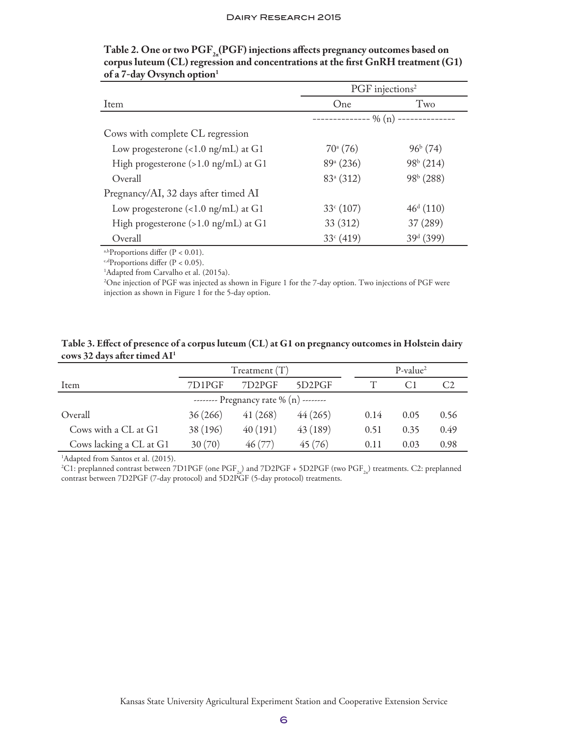**Table 2. One or two $PGF_{2\alpha}$ (PGF) injections affects pregnancy outcomes based on corpus luteum (CL) regression and concentrations at the first GnRH treatment (G1) of a 7-day Ovsynch option[1]**

| Item | PGF injections[2] | |
|---|---|---|
| | One | Two |
| | ------------- % (n) ------------- | |
| Cows with complete CL regression | | |
| Low progesterone (<1.0 ng/mL) at G1 | 70[a] (76) | 96[b] (74) |
| High progesterone (>1.0 ng/mL) at G1 | 89[a] (236) | 98[b] (214) |
| Overall | 83[a] (312) | 98[b] (288) |
| Pregnancy/AI, 32 days after timed AI | | |
| Low progesterone (<1.0 ng/mL) at G1 | 33[c] (107) | 46[d] (110) |
| High progesterone (>1.0 ng/mL) at G1 | 33 (312) | 37 (289) |
| Overall | 33[c] (419) | 39[d] (399) |

[a,b]Proportions differ ($P < 0.01$).
[c,d]Proportions differ ($P < 0.05$).
[1]Adapted from Carvalho et al. (2015a).
[2]One injection of PGF was injected as shown in Figure 1 for the 7-day option. Two injections of PGF were injection as shown in Figure 1 for the 5-day option.

**Table 3. Effect of presence of a corpus luteum (CL) at G1 on pregnancy outcomes in Holstein dairy cows 32 days after timed AI[1]**

| Item | Treatment (T) | | | P-value[2] | | |
|---|---|---|---|---|---|---|
| | 7D1PGF | 7D2PGF | 5D2PGF | T | C1 | C2 |
| | -------- Pregnancy rate % (n) -------- | | | | | |
| Overall | 36 (266) | 41 (268) | 44 (265) | 0.14 | 0.05 | 0.56 |
| Cows with a CL at G1 | 38 (196) | 40 (191) | 43 (189) | 0.51 | 0.35 | 0.49 |
| Cows lacking a CL at G1 | 30 (70) | 46 (77) | 45 (76) | 0.11 | 0.03 | 0.98 |

[1]Adapted from Santos et al. (2015).
[2]C1: preplanned contrast between 7D1PGF (one $PGF_{2\alpha}$) and 7D2PGF + 5D2PGF (two $PGF_{2\alpha}$) treatments. C2: preplanned contrast between 7D2PGF (7-day protocol) and 5D2PGF (5-day protocol) treatments.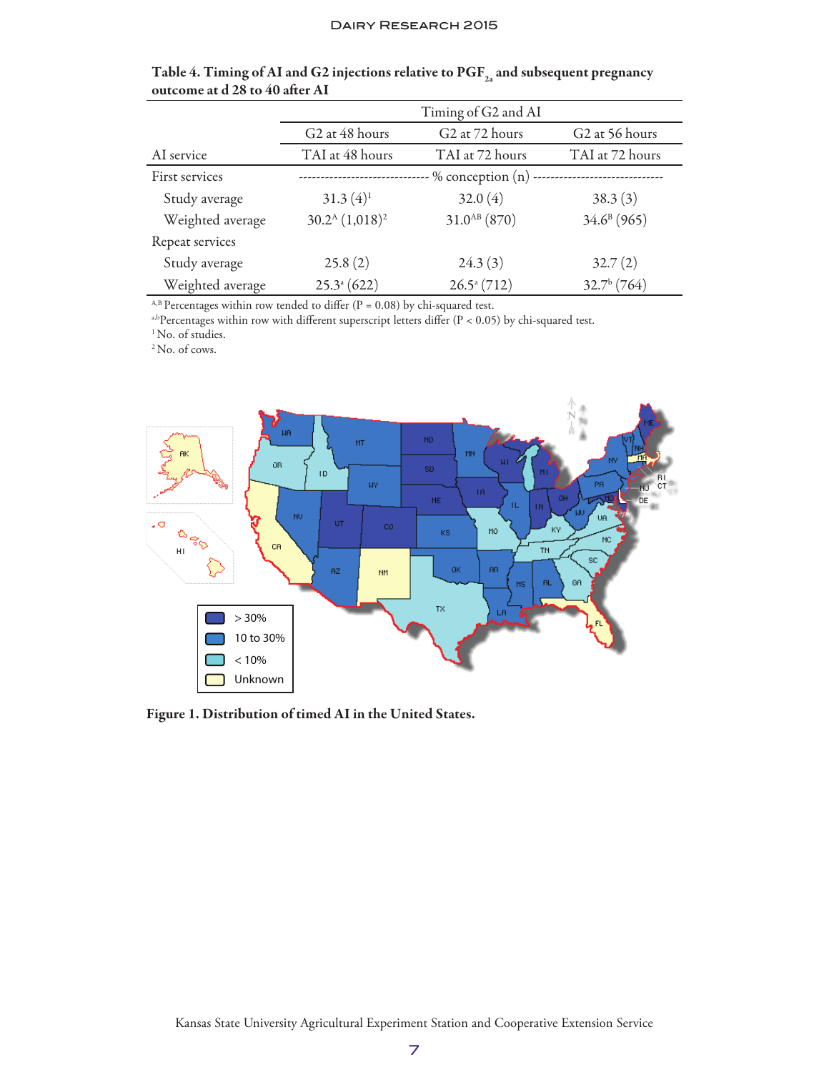**Table 4. Timing of AI and G2 injections relative to $PGF_{2a}$ and subsequent pregnancy outcome at d 28 to 40 after AI**

| | Timing of G2 and AI | | |
|---|---|---|---|
| | G2 at 48 hours | G2 at 72 hours | G2 at 56 hours |
| AI service | TAI at 48 hours | TAI at 72 hours | TAI at 72 hours |
| First services | % conception (n) | | |
| Study average | 31.3 (4)[1] | 32.0 (4) | 38.3 (3) |
| Weighted average | 30.2[A] (1,018)[2] | 31.0[AB] (870) | 34.6[B] (965) |
| Repeat services | | | |
| Study average | 25.8 (2) | 24.3 (3) | 32.7 (2) |
| Weighted average | 25.3[a] (622) | 26.5[a] (712) | 32.7[b] (764) |

[A,B] Percentages within row tended to differ (P = 0.08) by chi-squared test.
[a,b] Percentages within row with different superscript letters differ (P < 0.05) by chi-squared test.
[1] No. of studies.
[2] No. of cows.

**Figure 1. Distribution of timed AI in the United States.**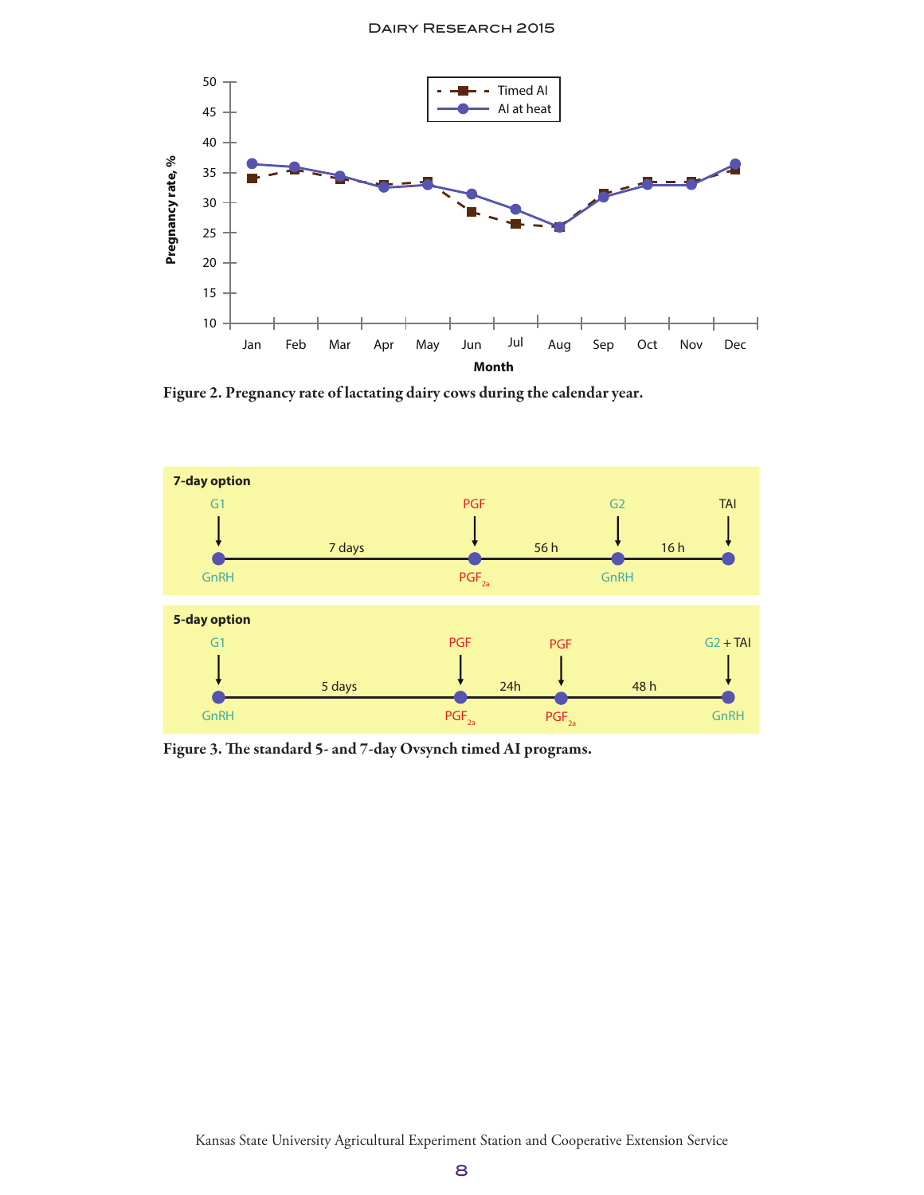Figure 2. Pregnancy rate of lactating dairy cows during the calendar year.

Figure 3. The standard 5- and 7-day Ovsynch timed AI programs.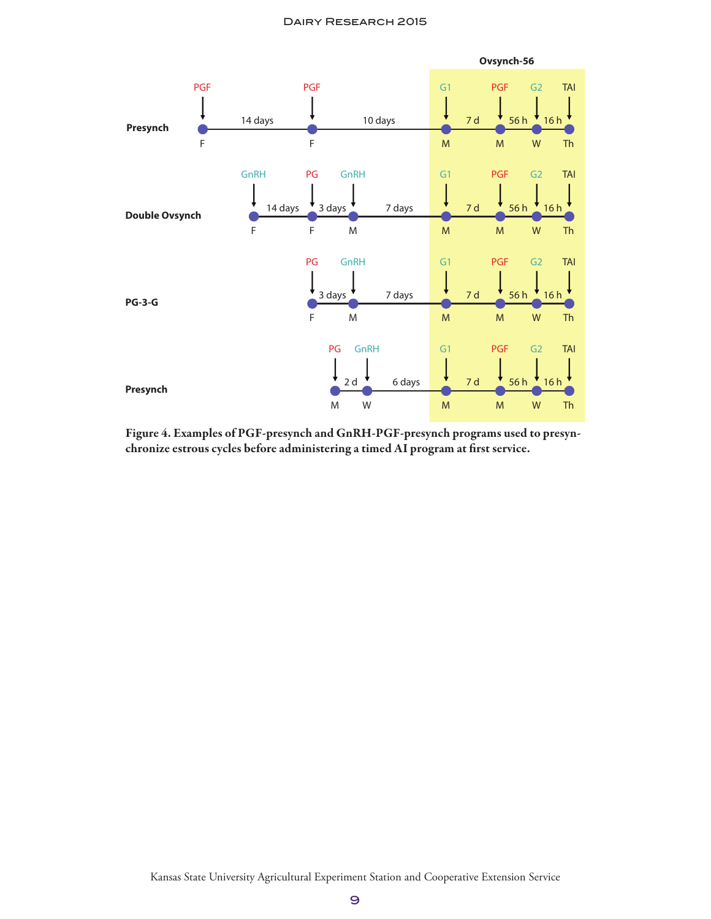Ovsynch-56

Presynch

PGF | PGF | G1 | PGF | G2 | TAI

14 days | 10 days | 7 d | 56 h | 16 h

F | F | M | M | W | Th

Double Ovsynch

GnRH | PG | GnRH | G1 | PGF | G2 | TAI

14 days | 3 days | 7 days | 7 d | 56 h | 16 h

F | F | M | M | M | W | Th

PG-3-G

PG | GnRH | G1 | PGF | G2 | TAI

3 days | 7 days | 7 d | 56 h | 16 h

F | M | M | M | W | Th

Presynch

PG | GnRH | G1 | PGF | G2 | TAI

2 d | 6 days | 7 d | 56 h | 16 h

M | W | M | M | W | Th

**Figure 4. Examples of PGF-presynch and GnRH-PGF-presynch programs used to presynchronize estrous cycles before administering a timed AI program at first service.**